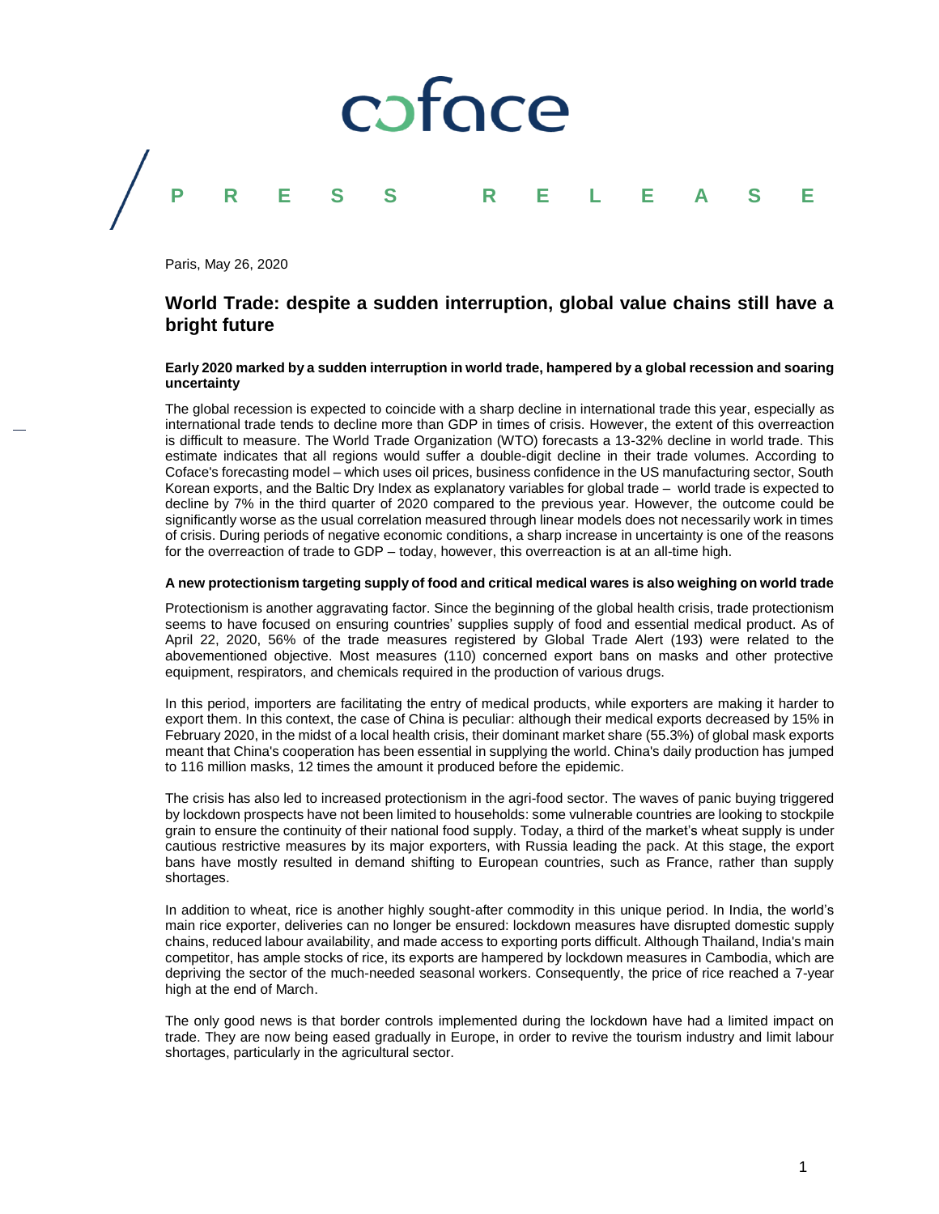# coface

**PRESS RELEASE**

Paris, May 26, 2020

## World Trade: despite a sudden interruption, global value chains still have a bright future

### Early 2020 marked by a sudden interruption in world trade, hampered by a global recession and soaring uncertainty

The global recession is expected to coincide with a sharp decline in international trade this year, especially as international trade tends to decline more than GDP in times of crisis. However, the extent of this overreaction is difficult to measure. The World Trade Organization (WTO) forecasts a 13-32% decline in world trade. This estimate indicates that all regions would suffer a double-digit decline in their trade volumes. According to Coface's forecasting model – which uses oil prices, business confidence in the US manufacturing sector, South Korean exports, and the Baltic Dry Index as explanatory variables for global trade – world trade is expected to decline by 7% in the third quarter of 2020 compared to the previous year. However, the outcome could be significantly worse as the usual correlation measured through linear models does not necessarily work in times of crisis. During periods of negative economic conditions, a sharp increase in uncertainty is one of the reasons for the overreaction of trade to GDP – today, however, this overreaction is at an all-time high.

### A new protectionism targeting supply of food and critical medical wares is also weighing on world trade

Protectionism is another aggravating factor. Since the beginning of the global health crisis, trade protectionism seems to have focused on ensuring countries' supplies supply of food and essential medical product. As of April 22, 2020, 56% of the trade measures registered by Global Trade Alert (193) were related to the abovementioned objective. Most measures (110) concerned export bans on masks and other protective equipment, respirators, and chemicals required in the production of various drugs.

In this period, importers are facilitating the entry of medical products, while exporters are making it harder to export them. In this context, the case of China is peculiar: although their medical exports decreased by 15% in February 2020, in the midst of a local health crisis, their dominant market share (55.3%) of global mask exports meant that China's cooperation has been essential in supplying the world. China's daily production has jumped to 116 million masks, 12 times the amount it produced before the epidemic.

The crisis has also led to increased protectionism in the agri-food sector. The waves of panic buying triggered by lockdown prospects have not been limited to households: some vulnerable countries are looking to stockpile grain to ensure the continuity of their national food supply. Today, a third of the market's wheat supply is under cautious restrictive measures by its major exporters, with Russia leading the pack. At this stage, the export bans have mostly resulted in demand shifting to European countries, such as France, rather than supply shortages.

In addition to wheat, rice is another highly sought-after commodity in this unique period. In India, the world's main rice exporter, deliveries can no longer be ensured: lockdown measures have disrupted domestic supply chains, reduced labour availability, and made access to exporting ports difficult. Although Thailand, India's main competitor, has ample stocks of rice, its exports are hampered by lockdown measures in Cambodia, which are depriving the sector of the much-needed seasonal workers. Consequently, the price of rice reached a 7-year high at the end of March.

The only good news is that border controls implemented during the lockdown have had a limited impact on trade. They are now being eased gradually in Europe, in order to revive the tourism industry and limit labour shortages, particularly in the agricultural sector.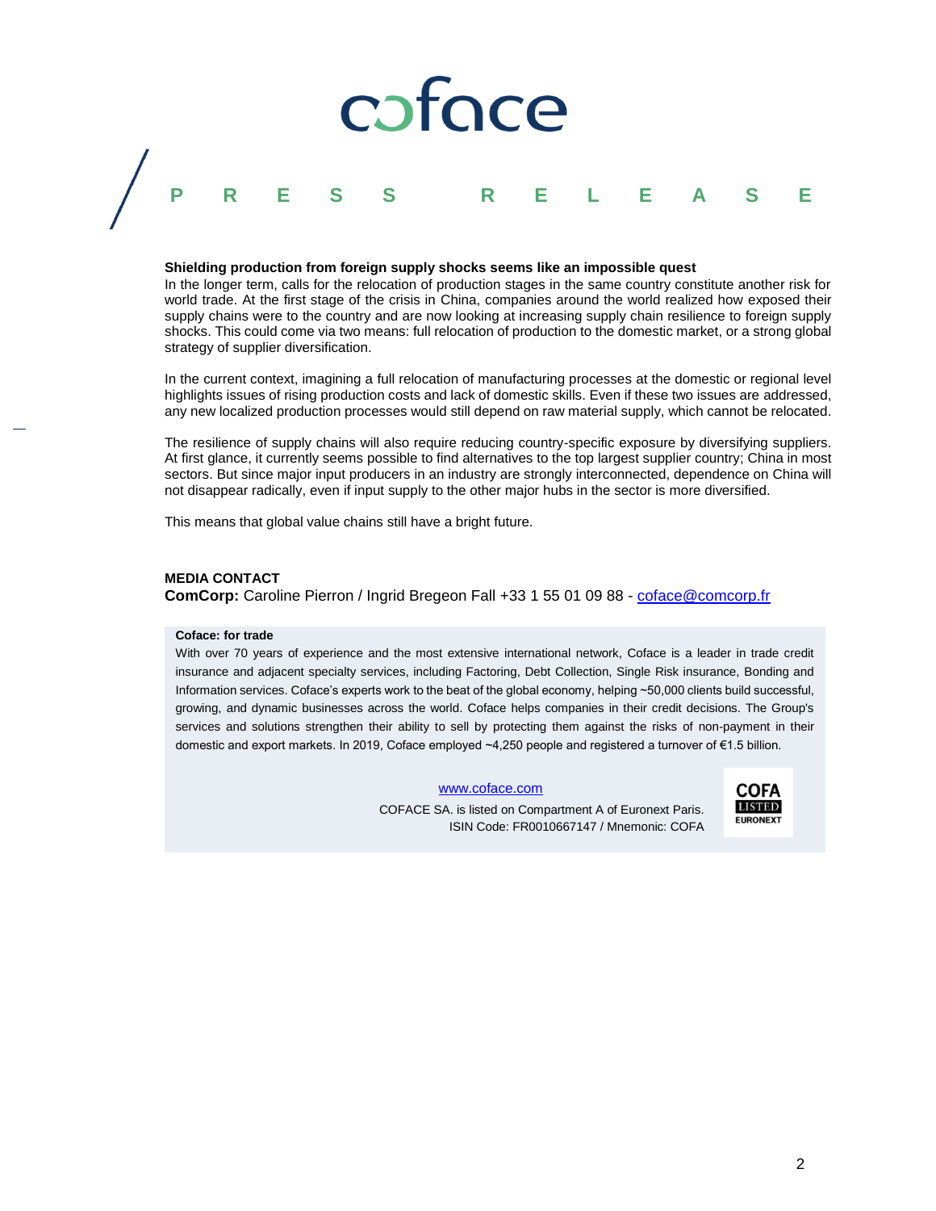coface

PRESS RELEASE

**Shielding production from foreign supply shocks seems like an impossible quest**

In the longer term, calls for the relocation of production stages in the same country constitute another risk for world trade. At the first stage of the crisis in China, companies around the world realized how exposed their supply chains were to the country and are now looking at increasing supply chain resilience to foreign supply shocks. This could come via two means: full relocation of production to the domestic market, or a strong global strategy of supplier diversification.

In the current context, imagining a full relocation of manufacturing processes at the domestic or regional level highlights issues of rising production costs and lack of domestic skills. Even if these two issues are addressed, any new localized production processes would still depend on raw material supply, which cannot be relocated.

The resilience of supply chains will also require reducing country-specific exposure by diversifying suppliers. At first glance, it currently seems possible to find alternatives to the top largest supplier country; China in most sectors. But since major input producers in an industry are strongly interconnected, dependence on China will not disappear radically, even if input supply to the other major hubs in the sector is more diversified.

This means that global value chains still have a bright future.

**MEDIA CONTACT**

**ComCorp:** Caroline Pierron / Ingrid Bregeon Fall +33 1 55 01 09 88 - [coface@comcorp.fr](mailto:coface@comcorp.fr)

**Coface: for trade**

With over 70 years of experience and the most extensive international network, Coface is a leader in trade credit insurance and adjacent specialty services, including Factoring, Debt Collection, Single Risk insurance, Bonding and Information services. Coface's experts work to the beat of the global economy, helping ~50,000 clients build successful, growing, and dynamic businesses across the world. Coface helps companies in their credit decisions. The Group's services and solutions strengthen their ability to sell by protecting them against the risks of non-payment in their domestic and export markets. In 2019, Coface employed ~4,250 people and registered a turnover of €1.5 billion.

[www.coface.com](http://www.coface.com)

COFACE SA. is listed on Compartment A of Euronext Paris.
ISIN Code: FR0010667147 / Mnemonic: COFA

COFA LISTED EURONEXT